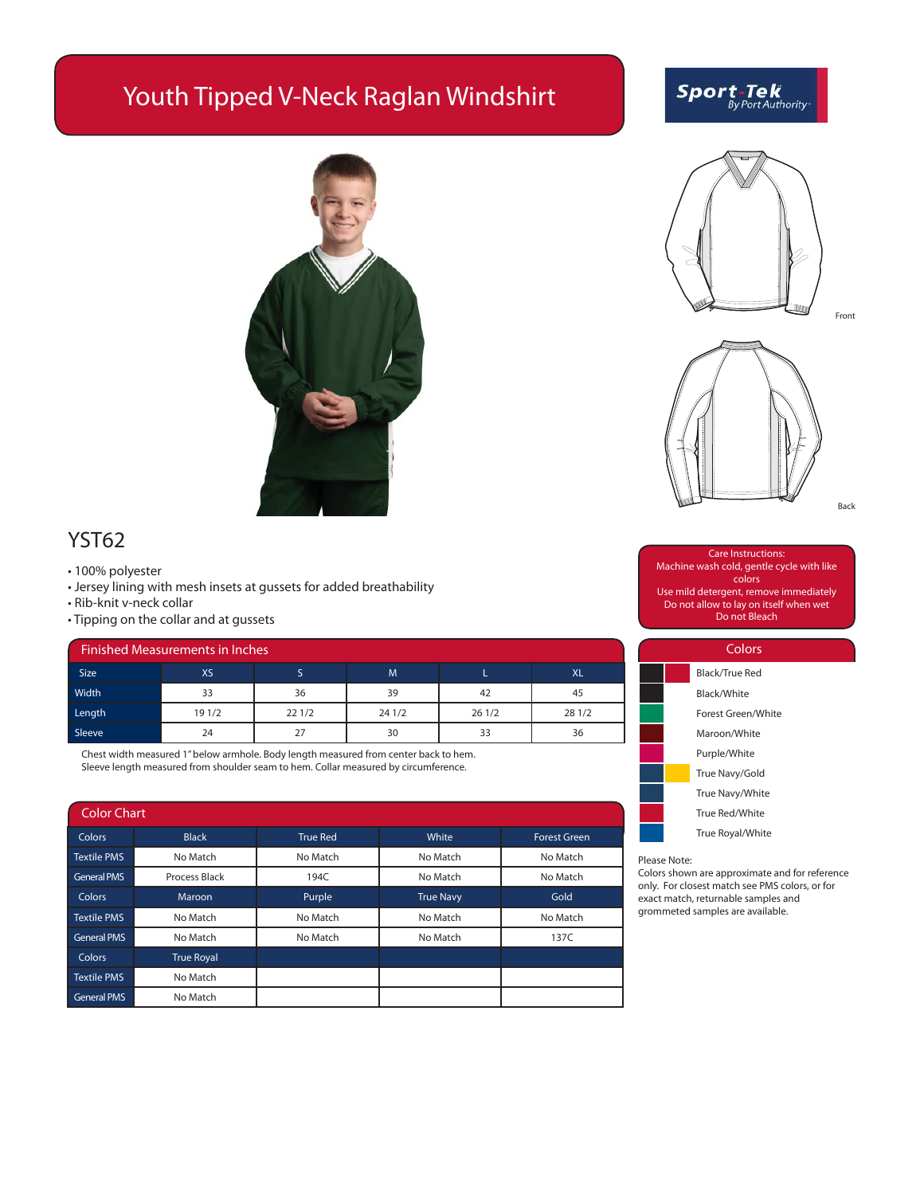# Youth Tipped V-Neck Raglan Windshirt

Sport-Tek By Port Authority

Front

Back

## YST62

- 100% polyester
- Jersey lining with mesh insets at gussets for added breathability
- Rib-knit v-neck collar
- Tipping on the collar and at gussets

Care Instructions:
Machine wash cold, gentle cycle with like colors
Use mild detergent, remove immediately
Do not allow to lay on itself when wet
Do not Bleach

### Finished Measurements in Inches

| Size | XS | S | M | L | XL |
|---|---|---|---|---|---|
| Width | 33 | 36 | 39 | 42 | 45 |
| Length | 19 1/2 | 22 1/2 | 24 1/2 | 26 1/2 | 28 1/2 |
| Sleeve | 24 | 27 | 30 | 33 | 36 |

Chest width measured 1" below armhole. Body length measured from center back to hem.
Sleeve length measured from shoulder seam to hem. Collar measured by circumference.

### Colors

- Black/True Red
- Black/White
- Forest Green/White
- Maroon/White
- Purple/White
- True Navy/Gold
- True Navy/White
- True Red/White
- True Royal/White

### Color Chart

| Colors | Black | True Red | White | Forest Green |
|---|---|---|---|---|
| Textile PMS | No Match | No Match | No Match | No Match |
| General PMS | Process Black | 194C | No Match | No Match |
| Colors | Maroon | Purple | True Navy | Gold |
| Textile PMS | No Match | No Match | No Match | No Match |
| General PMS | No Match | No Match | No Match | 137C |
| Colors | True Royal | | | |
| Textile PMS | No Match | | | |
| General PMS | No Match | | | |

Please Note:
Colors shown are approximate and for reference only. For closest match see PMS colors, or for exact match, returnable samples and grommeted samples are available.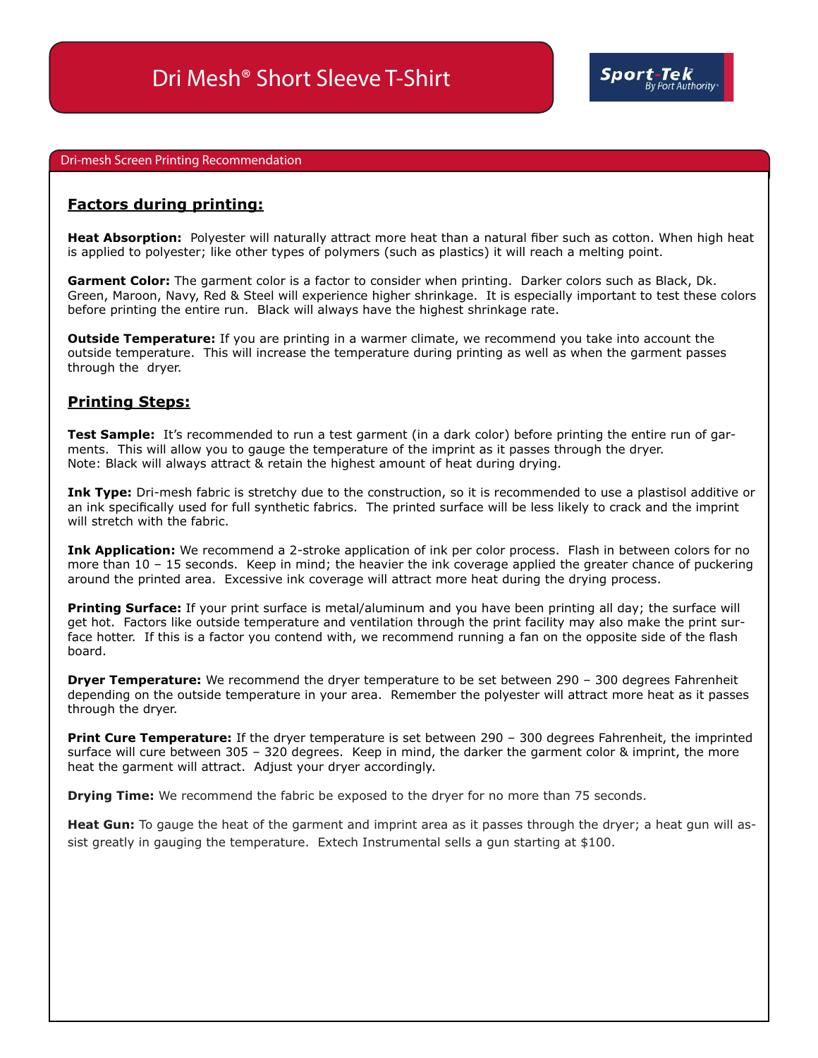# Dri Mesh® Short Sleeve T-Shirt

Sport-Tek By Port Authority

## Dri-mesh Screen Printing Recommendation

### Factors during printing:

**Heat Absorption:** Polyester will naturally attract more heat than a natural fiber such as cotton. When high heat is applied to polyester; like other types of polymers (such as plastics) it will reach a melting point.

**Garment Color:** The garment color is a factor to consider when printing. Darker colors such as Black, Dk. Green, Maroon, Navy, Red & Steel will experience higher shrinkage. It is especially important to test these colors before printing the entire run. Black will always have the highest shrinkage rate.

**Outside Temperature:** If you are printing in a warmer climate, we recommend you take into account the outside temperature. This will increase the temperature during printing as well as when the garment passes through the dryer.

### Printing Steps:

**Test Sample:** It's recommended to run a test garment (in a dark color) before printing the entire run of garments. This will allow you to gauge the temperature of the imprint as it passes through the dryer.
Note: Black will always attract & retain the highest amount of heat during drying.

**Ink Type:** Dri-mesh fabric is stretchy due to the construction, so it is recommended to use a plastisol additive or an ink specifically used for full synthetic fabrics. The printed surface will be less likely to crack and the imprint will stretch with the fabric.

**Ink Application:** We recommend a 2-stroke application of ink per color process. Flash in between colors for no more than 10 – 15 seconds. Keep in mind; the heavier the ink coverage applied the greater chance of puckering around the printed area. Excessive ink coverage will attract more heat during the drying process.

**Printing Surface:** If your print surface is metal/aluminum and you have been printing all day; the surface will get hot. Factors like outside temperature and ventilation through the print facility may also make the print surface hotter. If this is a factor you contend with, we recommend running a fan on the opposite side of the flash board.

**Dryer Temperature:** We recommend the dryer temperature to be set between 290 – 300 degrees Fahrenheit depending on the outside temperature in your area. Remember the polyester will attract more heat as it passes through the dryer.

**Print Cure Temperature:** If the dryer temperature is set between 290 – 300 degrees Fahrenheit, the imprinted surface will cure between 305 – 320 degrees. Keep in mind, the darker the garment color & imprint, the more heat the garment will attract. Adjust your dryer accordingly.

**Drying Time:** We recommend the fabric be exposed to the dryer for no more than 75 seconds.

**Heat Gun:** To gauge the heat of the garment and imprint area as it passes through the dryer; a heat gun will assist greatly in gauging the temperature. Extech Instrumental sells a gun starting at $100.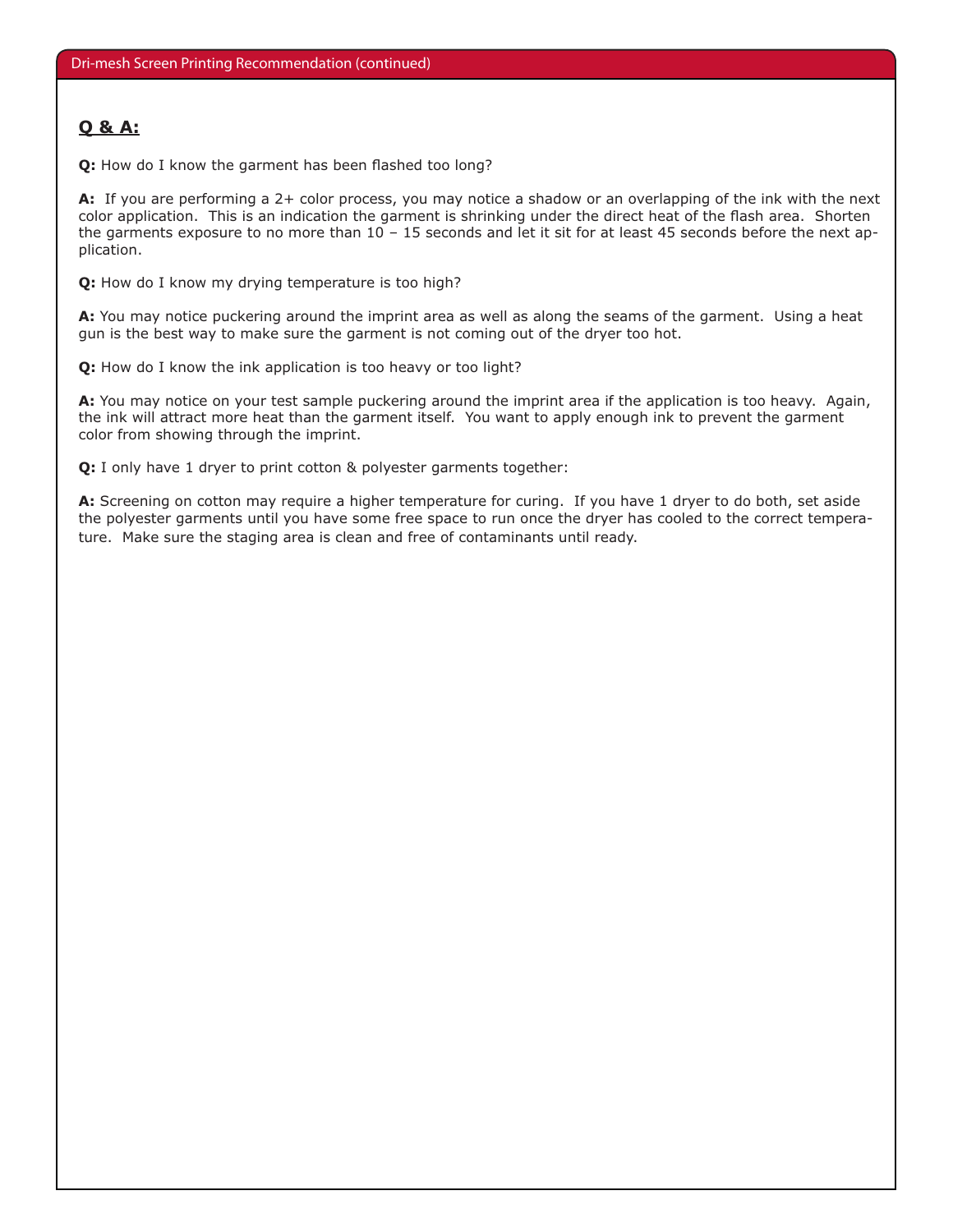## Q & A:

**Q:** How do I know the garment has been flashed too long?

**A:** If you are performing a 2+ color process, you may notice a shadow or an overlapping of the ink with the next color application. This is an indication the garment is shrinking under the direct heat of the flash area. Shorten the garments exposure to no more than 10 – 15 seconds and let it sit for at least 45 seconds before the next application.

**Q:** How do I know my drying temperature is too high?

**A:** You may notice puckering around the imprint area as well as along the seams of the garment. Using a heat gun is the best way to make sure the garment is not coming out of the dryer too hot.

**Q:** How do I know the ink application is too heavy or too light?

**A:** You may notice on your test sample puckering around the imprint area if the application is too heavy. Again, the ink will attract more heat than the garment itself. You want to apply enough ink to prevent the garment color from showing through the imprint.

**Q:** I only have 1 dryer to print cotton & polyester garments together:

**A:** Screening on cotton may require a higher temperature for curing. If you have 1 dryer to do both, set aside the polyester garments until you have some free space to run once the dryer has cooled to the correct temperature. Make sure the staging area is clean and free of contaminants until ready.